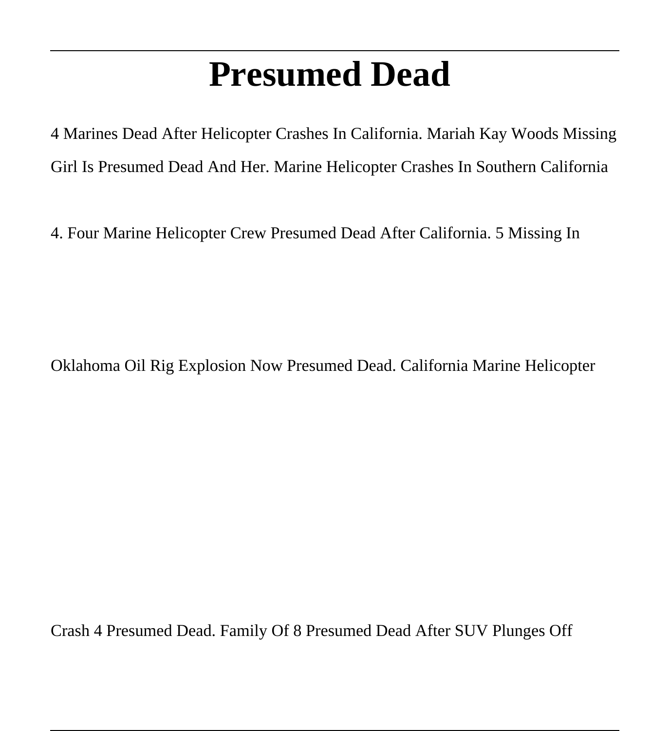# Presumed Dead

4 Marines Dead After Helicopter Crashes In California. Mariah Kay Woods Missing Girl Is Presumed Dead And Her. Marine Helicopter Crashes In Southern California 4. Four Marine Helicopter Crew Presumed Dead After California. 5 Missing In Oklahoma Oil Rig Explosion Now Presumed Dead. California Marine Helicopter Crash 4 Presumed Dead. Family Of 8 Presumed Dead After SUV Plunges Off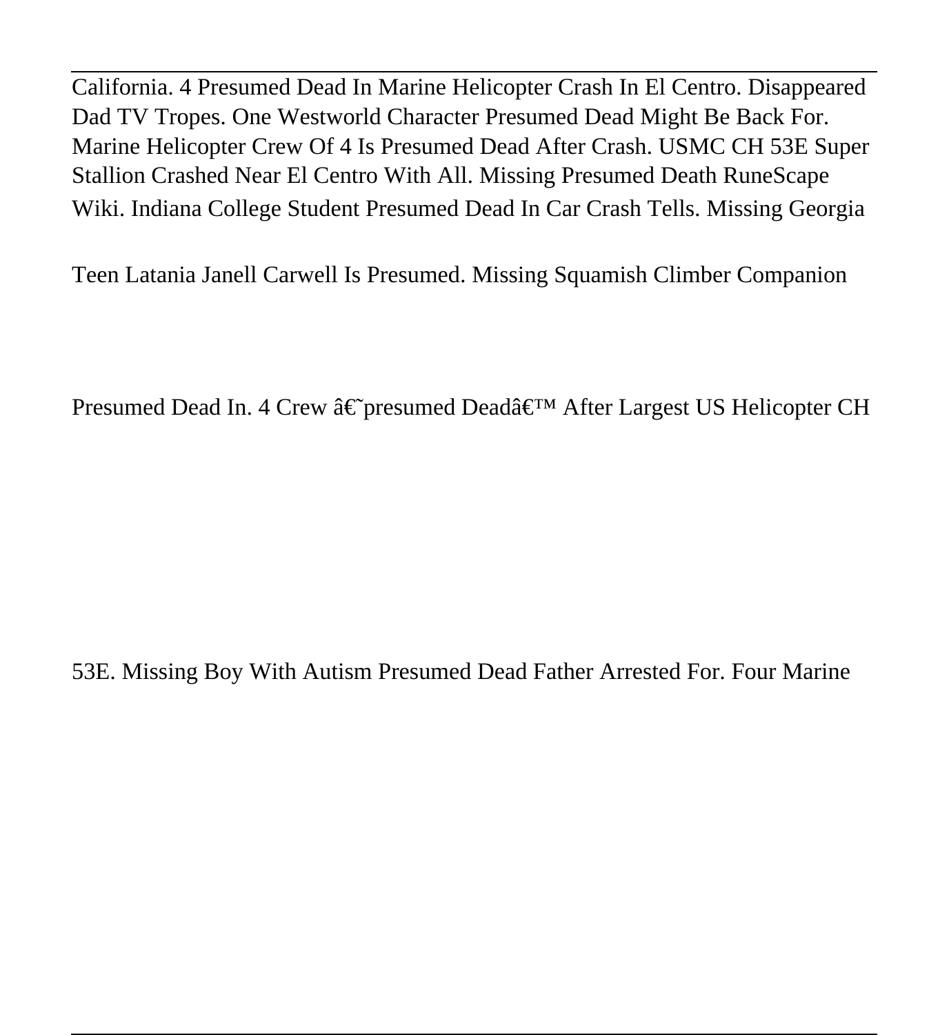California. 4 Presumed Dead In Marine Helicopter Crash In El Centro. Disappeared Dad TV Tropes. One Westworld Character Presumed Dead Might Be Back For. Marine Helicopter Crew Of 4 Is Presumed Dead After Crash. USMC CH 53E Super Stallion Crashed Near El Centro With All. Missing Presumed Death RuneScape Wiki. Indiana College Student Presumed Dead In Car Crash Tells. Missing Georgia

Teen Latania Janell Carwell Is Presumed. Missing Squamish Climber Companion

Presumed Dead In. 4 Crew â€˜presumed Deadâ€™ After Largest US Helicopter CH

53E. Missing Boy With Autism Presumed Dead Father Arrested For. Four Marine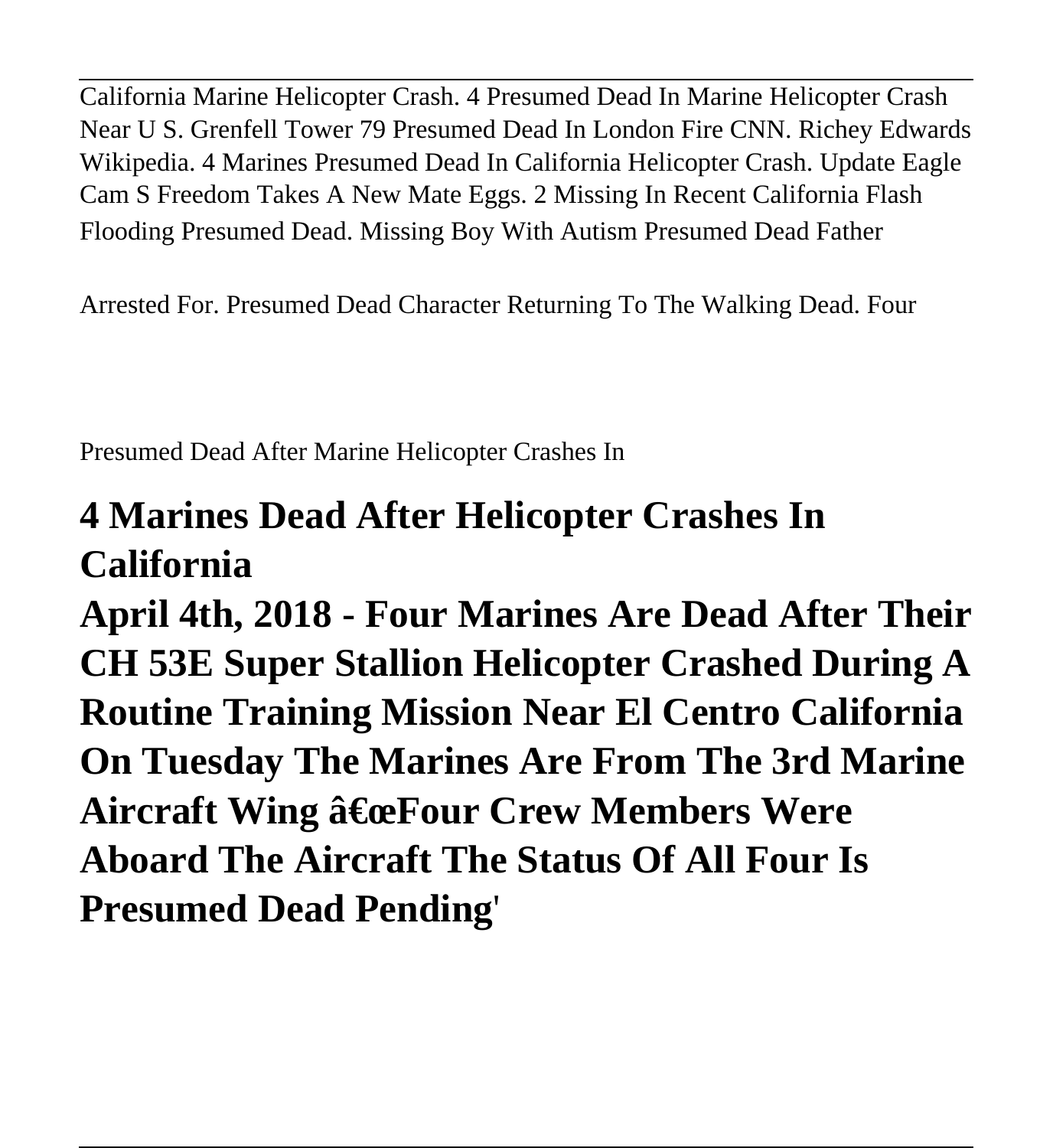California Marine Helicopter Crash. 4 Presumed Dead In Marine Helicopter Crash Near U S. Grenfell Tower 79 Presumed Dead In London Fire CNN. Richey Edwards Wikipedia. 4 Marines Presumed Dead In California Helicopter Crash. Update Eagle Cam S Freedom Takes A New Mate Eggs. 2 Missing In Recent California Flash Flooding Presumed Dead. Missing Boy With Autism Presumed Dead Father

Arrested For. Presumed Dead Character Returning To The Walking Dead. Four

Presumed Dead After Marine Helicopter Crashes In

## 4 Marines Dead After Helicopter Crashes In California

**April 4th, 2018 - Four Marines Are Dead After Their CH 53E Super Stallion Helicopter Crashed During A Routine Training Mission Near El Centro California On Tuesday The Marines Are From The 3rd Marine Aircraft Wing â€œFour Crew Members Were Aboard The Aircraft The Status Of All Four Is Presumed Dead Pending**'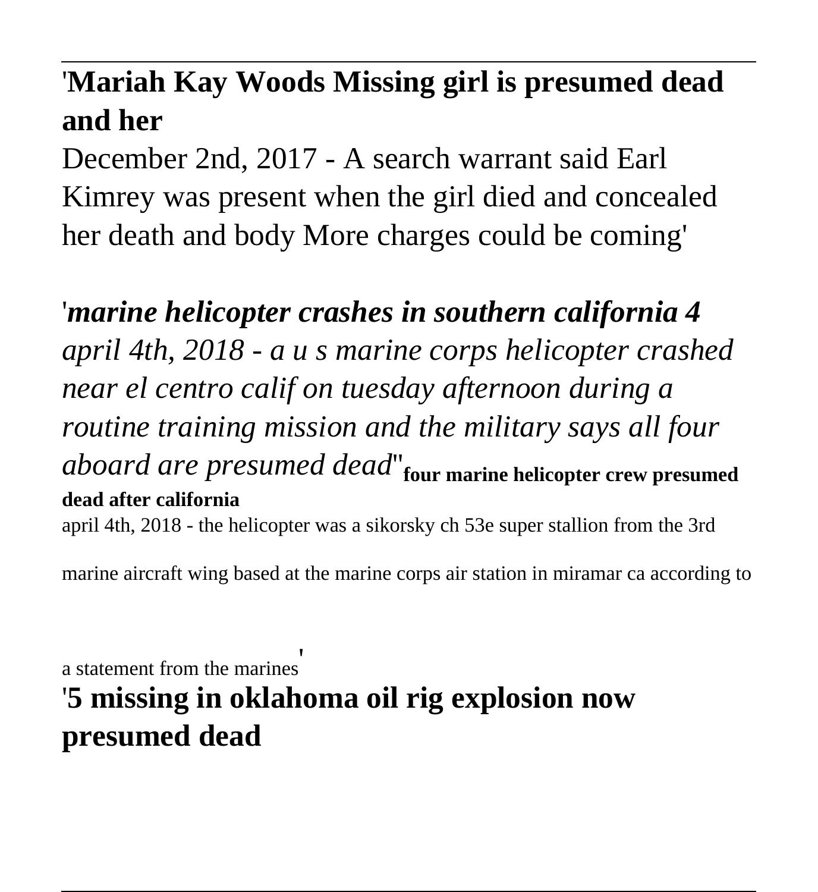'**Mariah Kay Woods Missing girl is presumed dead and her**

December 2nd, 2017 - A search warrant said Earl Kimrey was present when the girl died and concealed her death and body More charges could be coming'

'***marine helicopter crashes in southern california 4***

*april 4th, 2018 - a u s marine corps helicopter crashed near el centro calif on tuesday afternoon during a routine training mission and the military says all four aboard are presumed dead*''**four marine helicopter crew presumed dead after california**

april 4th, 2018 - the helicopter was a sikorsky ch 53e super stallion from the 3rd marine aircraft wing based at the marine corps air station in miramar ca according to a statement from the marines'

'**5 missing in oklahoma oil rig explosion now presumed dead**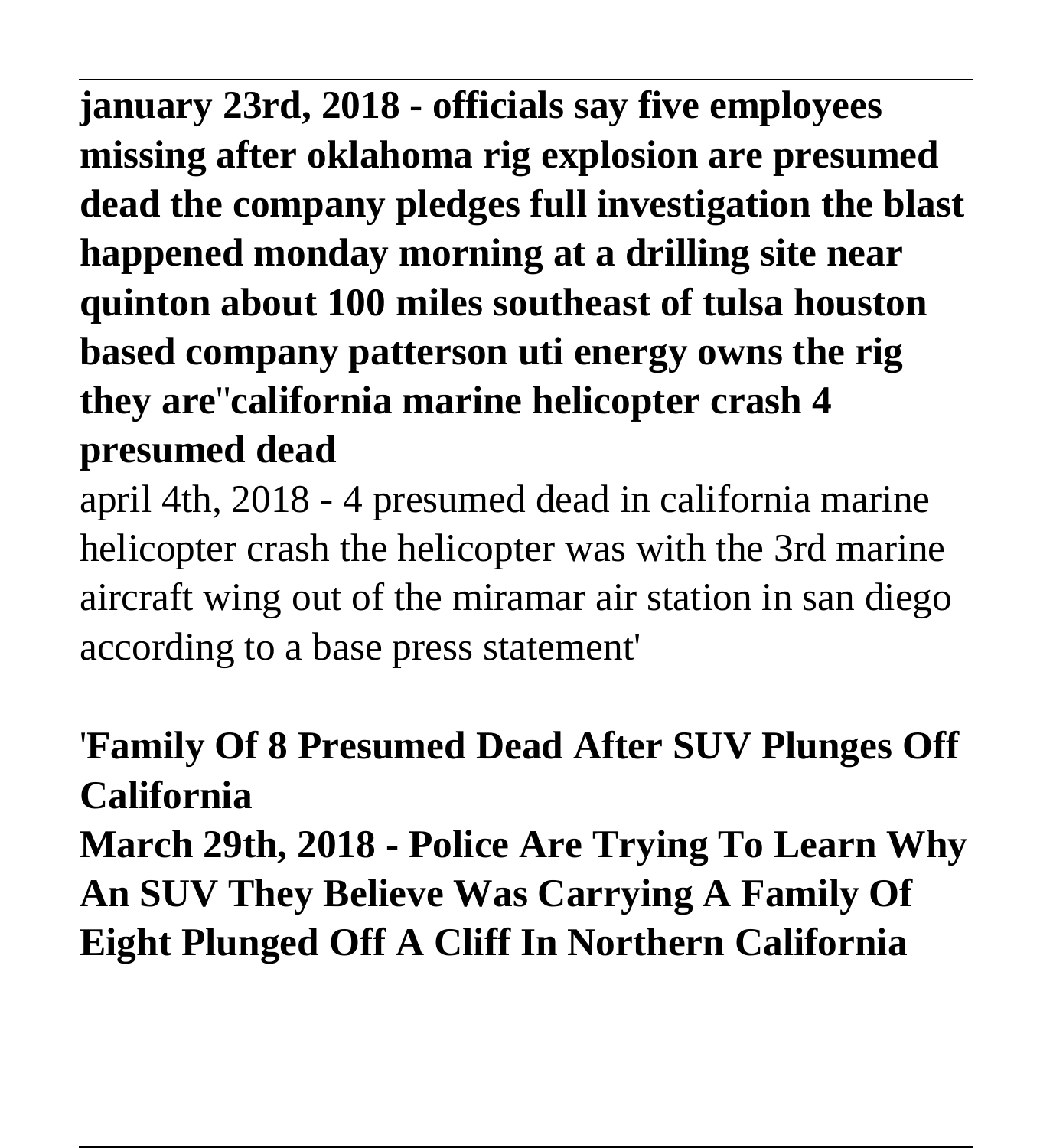**january 23rd, 2018 - officials say five employees missing after oklahoma rig explosion are presumed dead the company pledges full investigation the blast happened monday morning at a drilling site near quinton about 100 miles southeast of tulsa houston based company patterson uti energy owns the rig they are''california marine helicopter crash 4 presumed dead**

april 4th, 2018 - 4 presumed dead in california marine helicopter crash the helicopter was with the 3rd marine aircraft wing out of the miramar air station in san diego according to a base press statement'

'**Family Of 8 Presumed Dead After SUV Plunges Off California**

**March 29th, 2018 - Police Are Trying To Learn Why An SUV They Believe Was Carrying A Family Of Eight Plunged Off A Cliff In Northern California**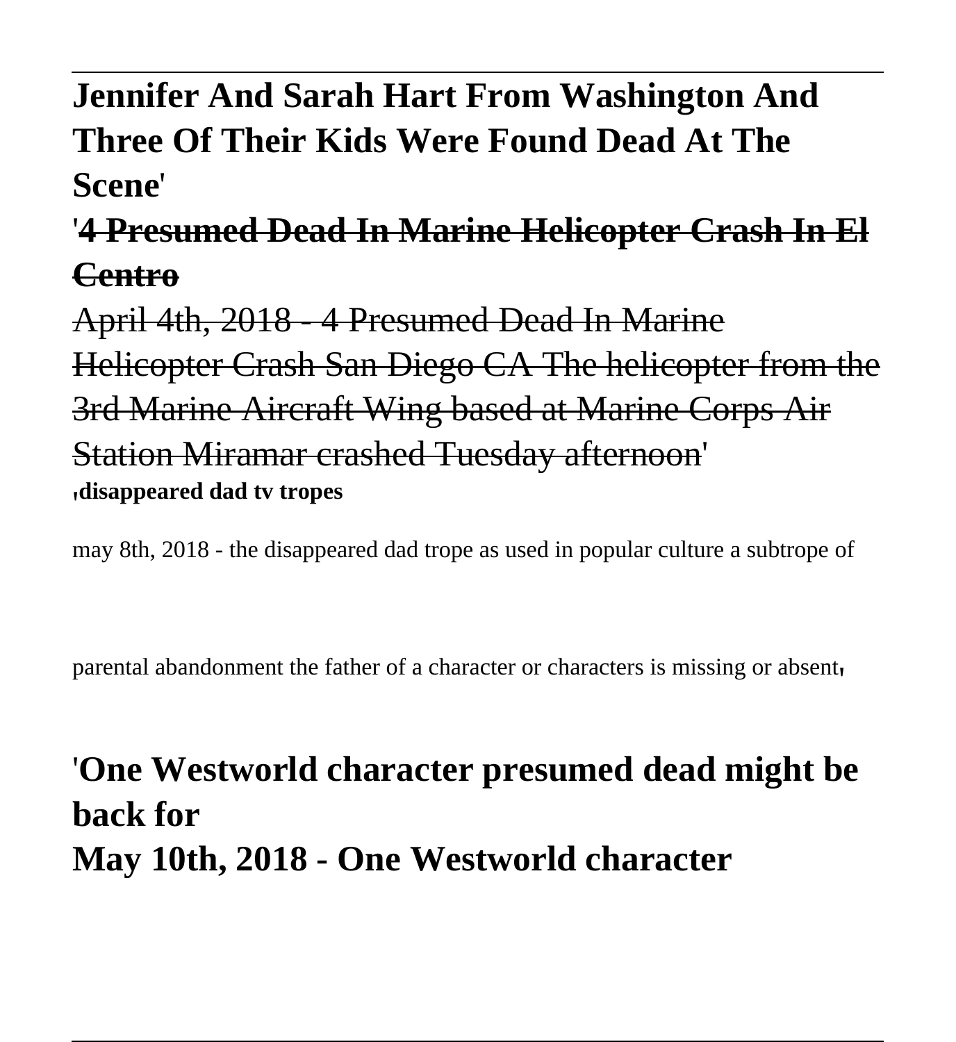**Jennifer And Sarah Hart From Washington And Three Of Their Kids Were Found Dead At The Scene'**

'~~**4 Presumed Dead In Marine Helicopter Crash In El Centro**~~

~~April 4th, 2018 - 4 Presumed Dead In Marine Helicopter Crash San Diego CA The helicopter from the 3rd Marine Aircraft Wing based at Marine Corps Air Station Miramar crashed Tuesday afternoon~~'

'**disappeared dad tv tropes**

may 8th, 2018 - the disappeared dad trope as used in popular culture a subtrope of parental abandonment the father of a character or characters is missing or absent'

'**One Westworld character presumed dead might be back for**

**May 10th, 2018 - One Westworld character**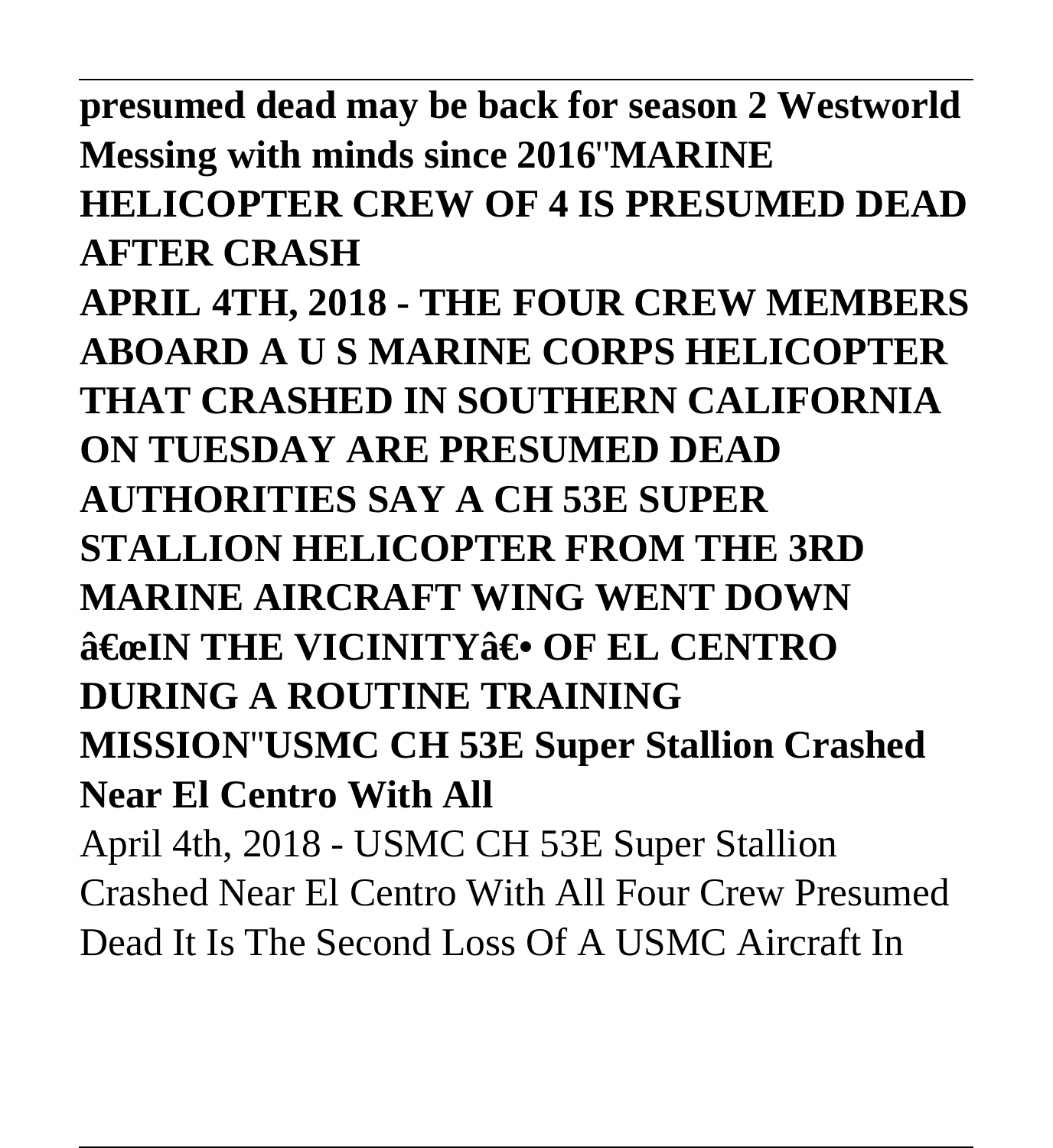**presumed dead may be back for season 2 Westworld Messing with minds since 2016''MARINE HELICOPTER CREW OF 4 IS PRESUMED DEAD AFTER CRASH**

**APRIL 4TH, 2018 - THE FOUR CREW MEMBERS ABOARD A U S MARINE CORPS HELICOPTER THAT CRASHED IN SOUTHERN CALIFORNIA ON TUESDAY ARE PRESUMED DEAD AUTHORITIES SAY A CH 53E SUPER STALLION HELICOPTER FROM THE 3RD MARINE AIRCRAFT WING WENT DOWN â€œIN THE VICINITYâ€• OF EL CENTRO DURING A ROUTINE TRAINING MISSION''USMC CH 53E Super Stallion Crashed Near El Centro With All**

April 4th, 2018 - USMC CH 53E Super Stallion Crashed Near El Centro With All Four Crew Presumed Dead It Is The Second Loss Of A USMC Aircraft In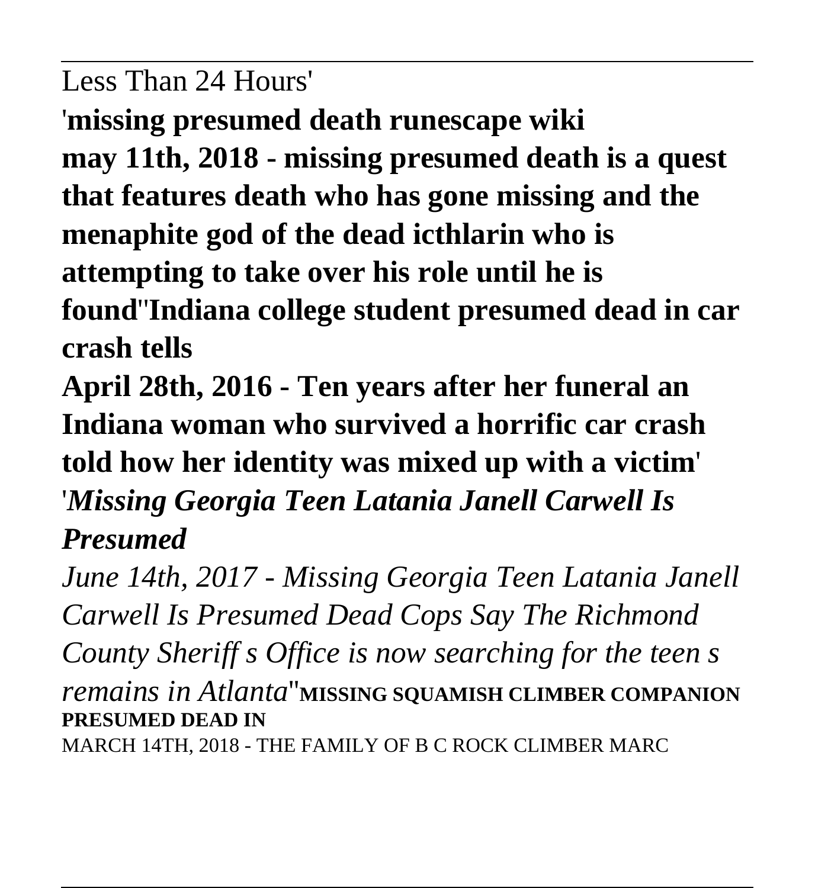Less Than 24 Hours'

'**missing presumed death runescape wiki may 11th, 2018 - missing presumed death is a quest that features death who has gone missing and the menaphite god of the dead icthlarin who is attempting to take over his role until he is found**''**Indiana college student presumed dead in car crash tells April 28th, 2016 - Ten years after her funeral an Indiana woman who survived a horrific car crash told how her identity was mixed up with a victim**'

'***Missing Georgia Teen Latania Janell Carwell Is Presumed***

*June 14th, 2017 - Missing Georgia Teen Latania Janell Carwell Is Presumed Dead Cops Say The Richmond County Sheriff s Office is now searching for the teen s remains in Atlanta*''**MISSING SQUAMISH CLIMBER COMPANION PRESUMED DEAD IN**

MARCH 14TH, 2018 - THE FAMILY OF B C ROCK CLIMBER MARC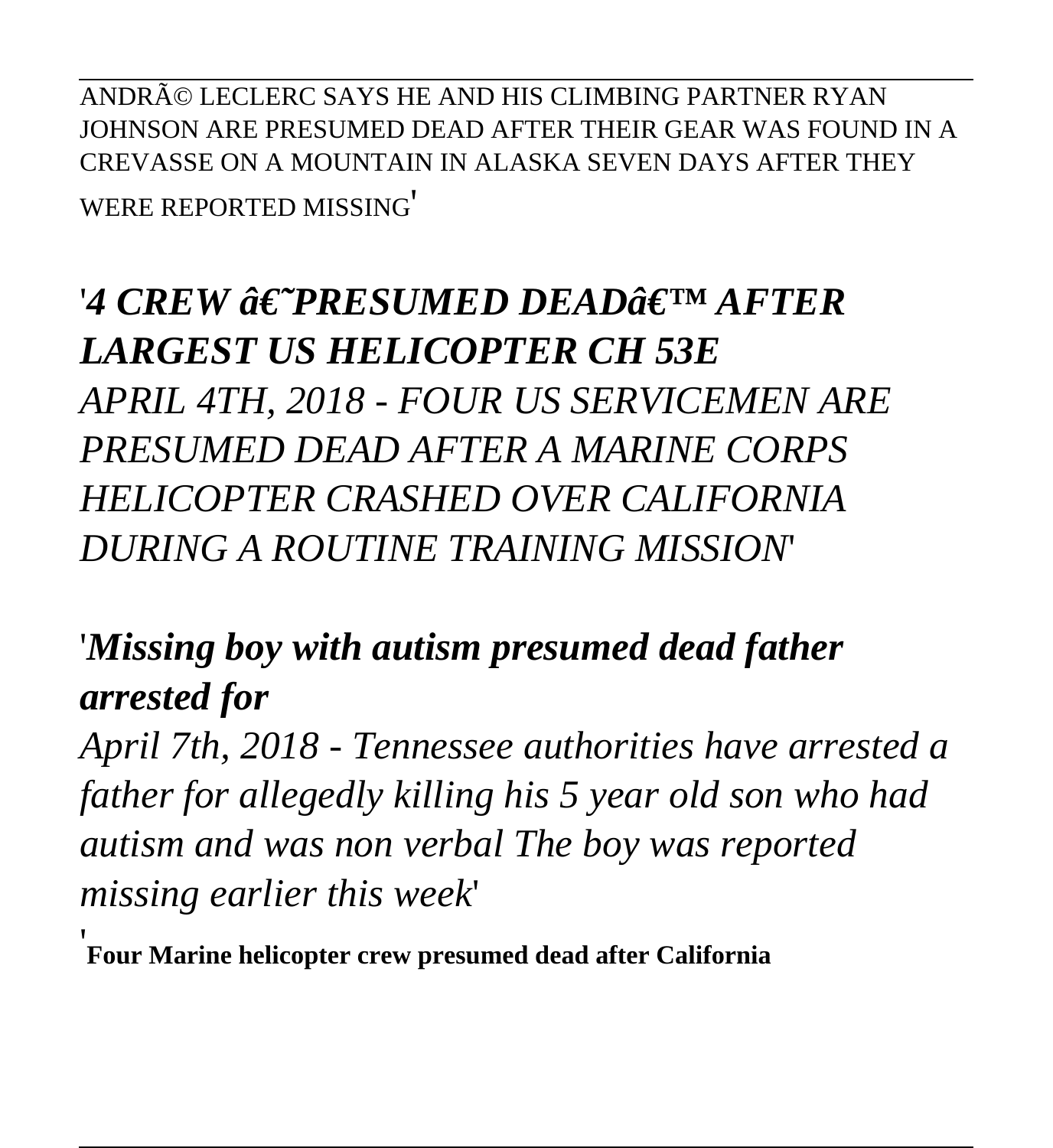ANDRÃ© LECLERC SAYS HE AND HIS CLIMBING PARTNER RYAN JOHNSON ARE PRESUMED DEAD AFTER THEIR GEAR WAS FOUND IN A CREVASSE ON A MOUNTAIN IN ALASKA SEVEN DAYS AFTER THEY WERE REPORTED MISSING'

## *'4 CREW â€˜PRESUMED DEADâ€™ AFTER LARGEST US HELICOPTER CH 53E*

*APRIL 4TH, 2018 - FOUR US SERVICEMEN ARE PRESUMED DEAD AFTER A MARINE CORPS HELICOPTER CRASHED OVER CALIFORNIA DURING A ROUTINE TRAINING MISSION'*

## *'Missing boy with autism presumed dead father arrested for*

*April 7th, 2018 - Tennessee authorities have arrested a father for allegedly killing his 5 year old son who had autism and was non verbal The boy was reported missing earlier this week'*

'**Four Marine helicopter crew presumed dead after California**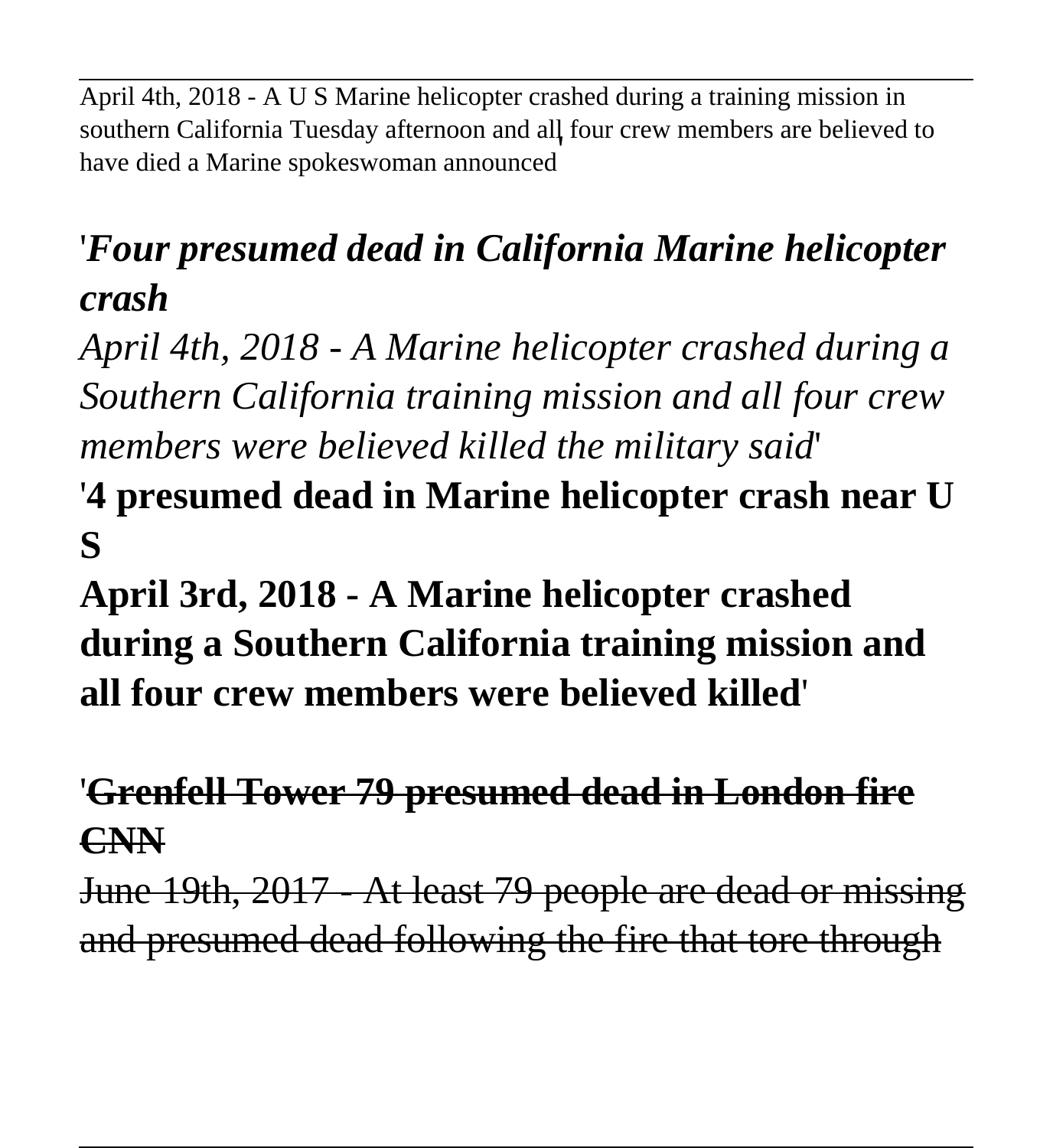April 4th, 2018 - A U S Marine helicopter crashed during a training mission in southern California Tuesday afternoon and all four crew members are believed to have died a Marine spokeswoman announced'

'*Four presumed dead in California Marine helicopter crash*

*April 4th, 2018 - A Marine helicopter crashed during a Southern California training mission and all four crew members were believed killed the military said*'

'**4 presumed dead in Marine helicopter crash near U S**

**April 3rd, 2018 - A Marine helicopter crashed during a Southern California training mission and all four crew members were believed killed**'

'~~**Grenfell Tower 79 presumed dead in London fire CNN**~~

~~June 19th, 2017 - At least 79 people are dead or missing and presumed dead following the fire that tore through~~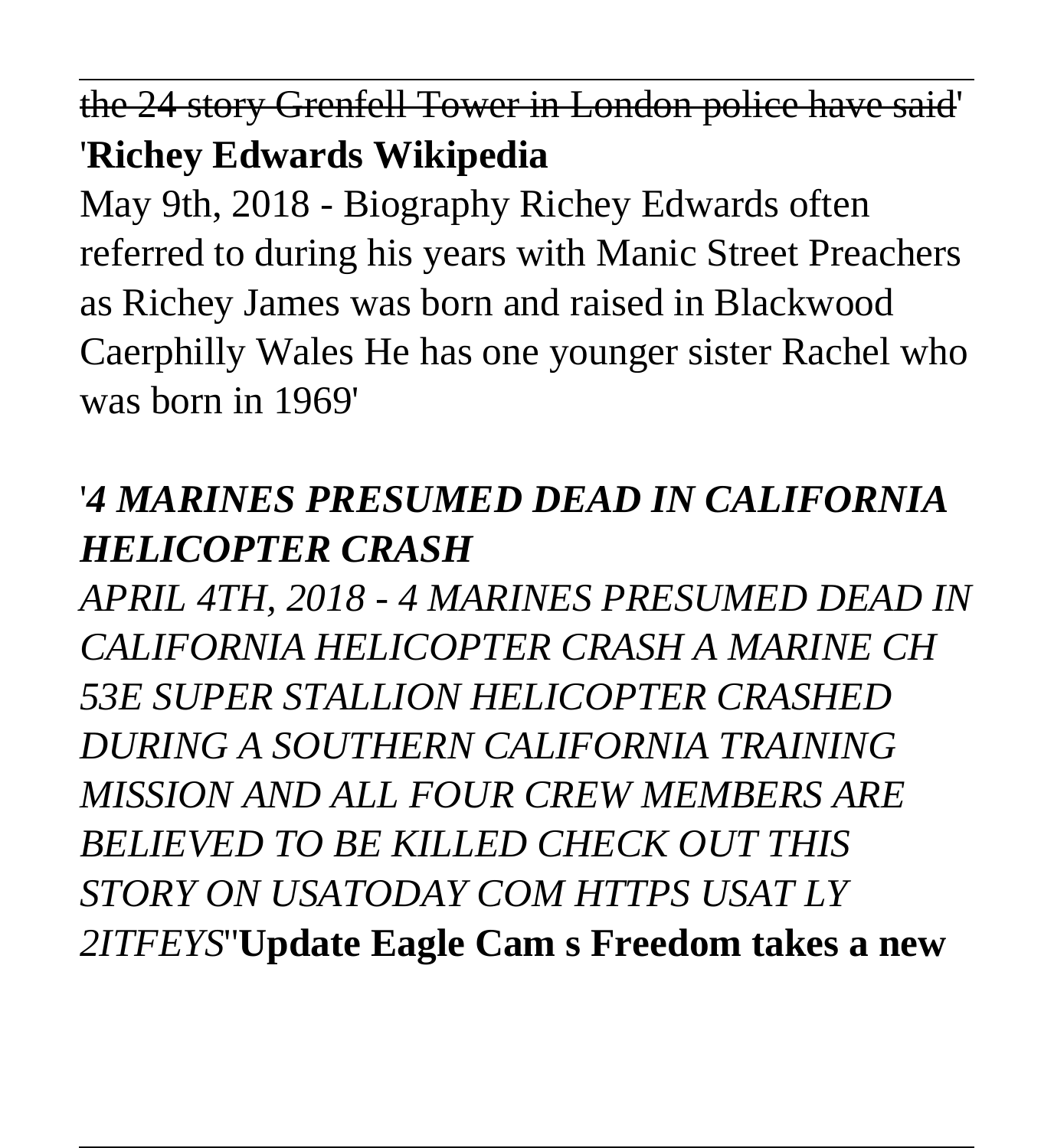the 24 story Grenfell Tower in London police have said'

'**Richey Edwards Wikipedia**

May 9th, 2018 - Biography Richey Edwards often referred to during his years with Manic Street Preachers as Richey James was born and raised in Blackwood Caerphilly Wales He has one younger sister Rachel who was born in 1969'

'***4 MARINES PRESUMED DEAD IN CALIFORNIA HELICOPTER CRASH***

*APRIL 4TH, 2018 - 4 MARINES PRESUMED DEAD IN CALIFORNIA HELICOPTER CRASH A MARINE CH 53E SUPER STALLION HELICOPTER CRASHED DURING A SOUTHERN CALIFORNIA TRAINING MISSION AND ALL FOUR CREW MEMBERS ARE BELIEVED TO BE KILLED CHECK OUT THIS STORY ON USATODAY COM HTTPS USAT LY 2ITFEYS*''**Update Eagle Cam s Freedom takes a new**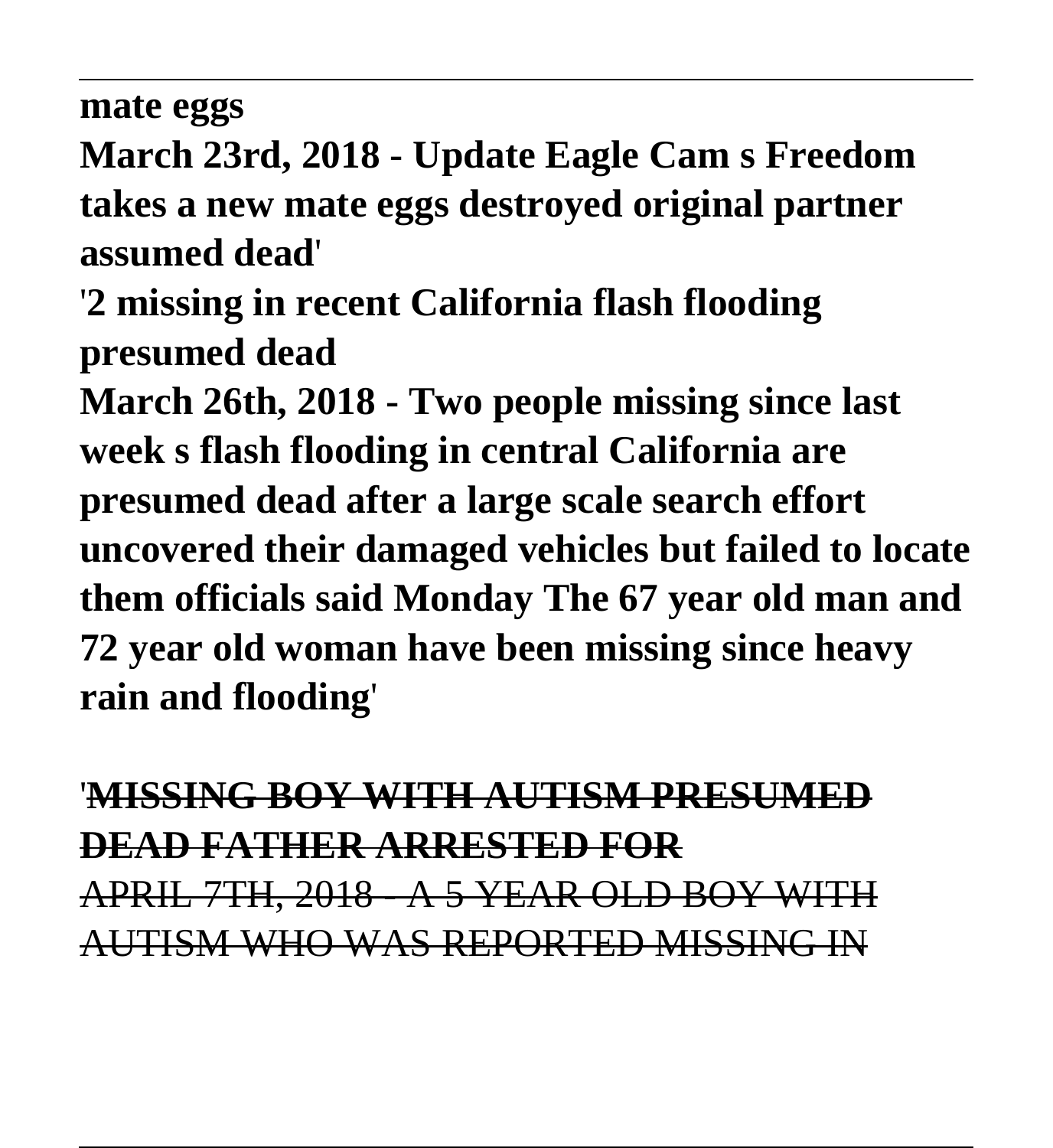**mate eggs**

**March 23rd, 2018 - Update Eagle Cam s Freedom takes a new mate eggs destroyed original partner assumed dead'**

'**2 missing in recent California flash flooding presumed dead**

**March 26th, 2018 - Two people missing since last week s flash flooding in central California are presumed dead after a large scale search effort uncovered their damaged vehicles but failed to locate them officials said Monday The 67 year old man and 72 year old woman have been missing since heavy rain and flooding'**

'~~**MISSING BOY WITH AUTISM PRESUMED DEAD FATHER ARRESTED FOR**~~

~~APRIL 7TH, 2018 - A 5 YEAR OLD BOY WITH AUTISM WHO WAS REPORTED MISSING IN~~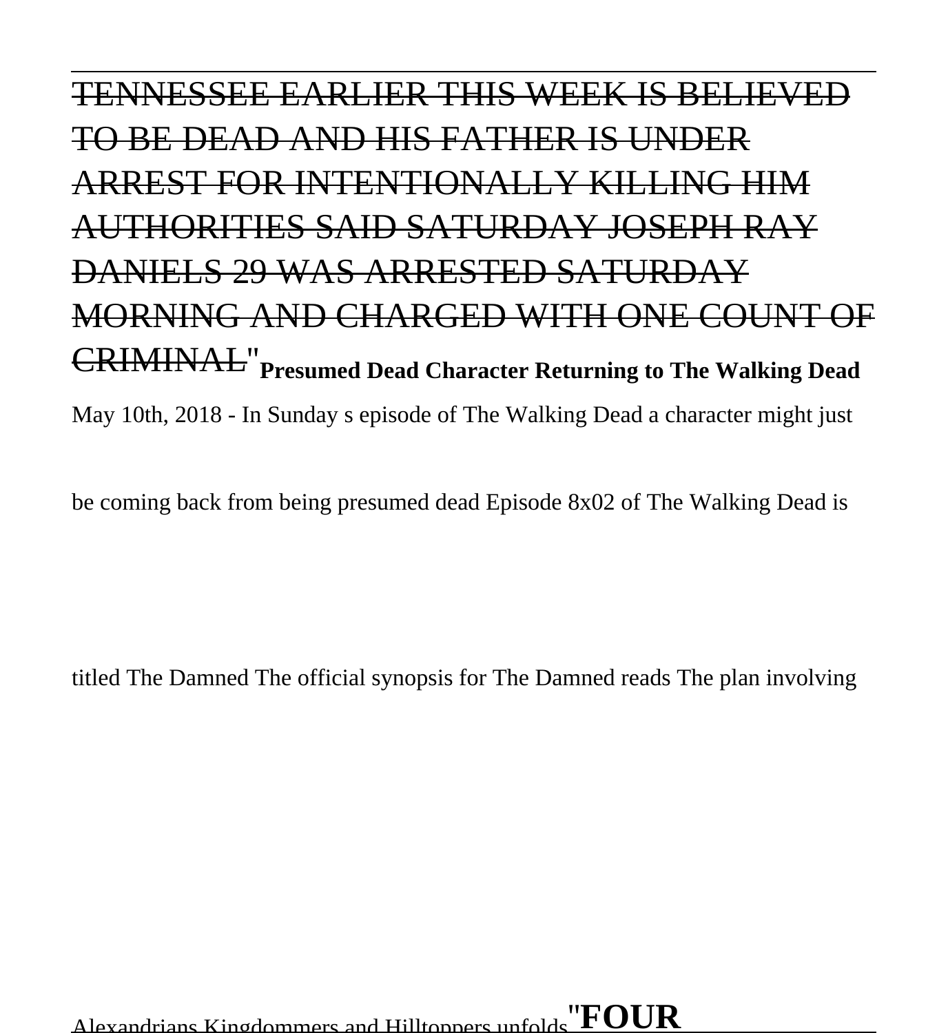~~TENNESSEE EARLIER THIS WEEK IS BELIEVED TO BE DEAD AND HIS FATHER IS UNDER ARREST FOR INTENTIONALLY KILLING HIM AUTHORITIES SAID SATURDAY JOSEPH RAY DANIELS 29 WAS ARRESTED SATURDAY MORNING AND CHARGED WITH ONE COUNT OF CRIMINAL~~"**Presumed Dead Character Returning to The Walking Dead**

May 10th, 2018 - In Sunday s episode of The Walking Dead a character might just

be coming back from being presumed dead Episode 8x02 of The Walking Dead is

titled The Damned The official synopsis for The Damned reads The plan involving

Alexandrians Kingdommers and Hilltoppers unfolds"**FOUR**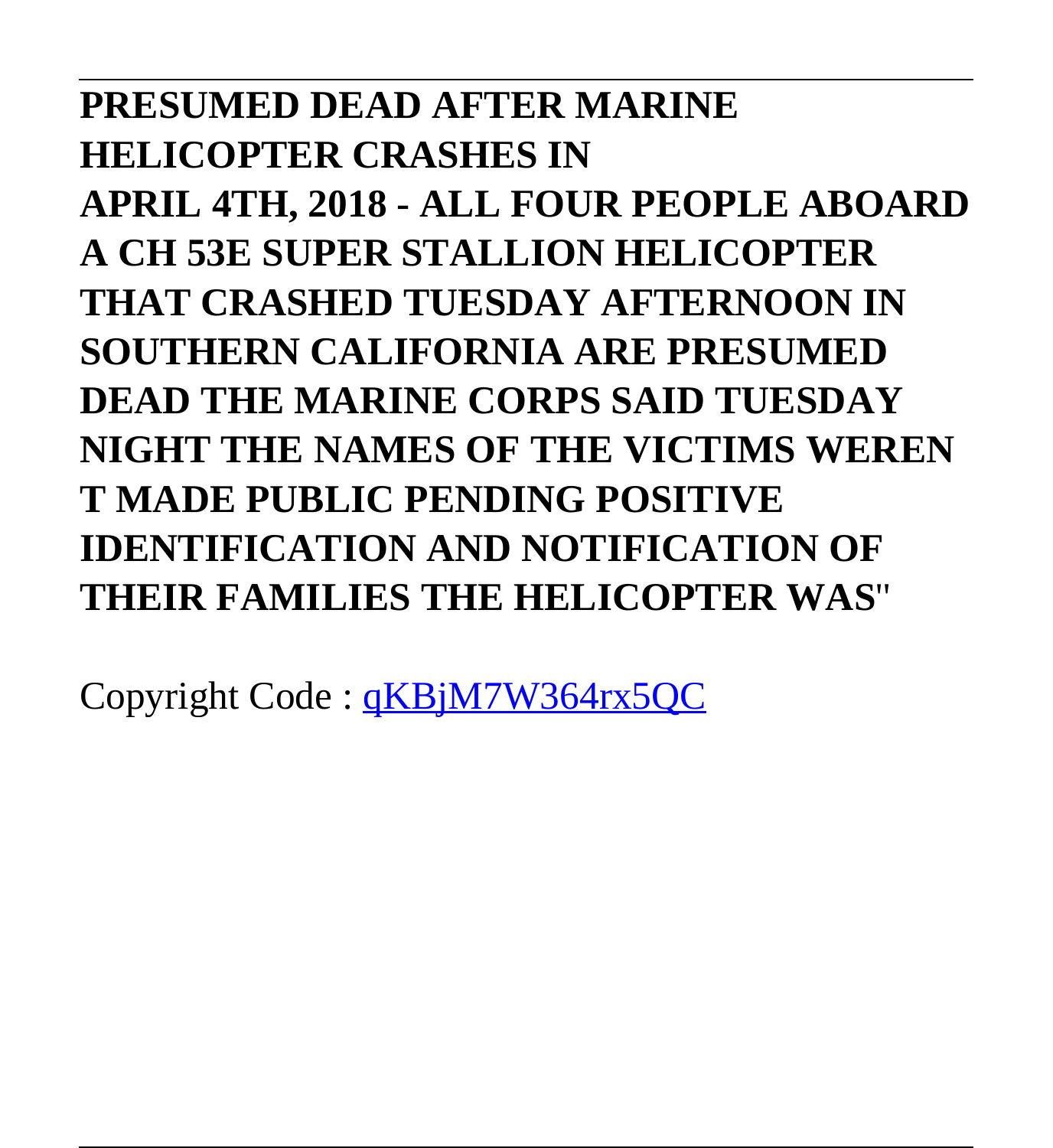**PRESUMED DEAD AFTER MARINE HELICOPTER CRASHES IN APRIL 4TH, 2018 - ALL FOUR PEOPLE ABOARD A CH 53E SUPER STALLION HELICOPTER THAT CRASHED TUESDAY AFTERNOON IN SOUTHERN CALIFORNIA ARE PRESUMED DEAD THE MARINE CORPS SAID TUESDAY NIGHT THE NAMES OF THE VICTIMS WEREN T MADE PUBLIC PENDING POSITIVE IDENTIFICATION AND NOTIFICATION OF THEIR FAMILIES THE HELICOPTER WAS**''

Copyright Code : qKBjM7W364rx5QC